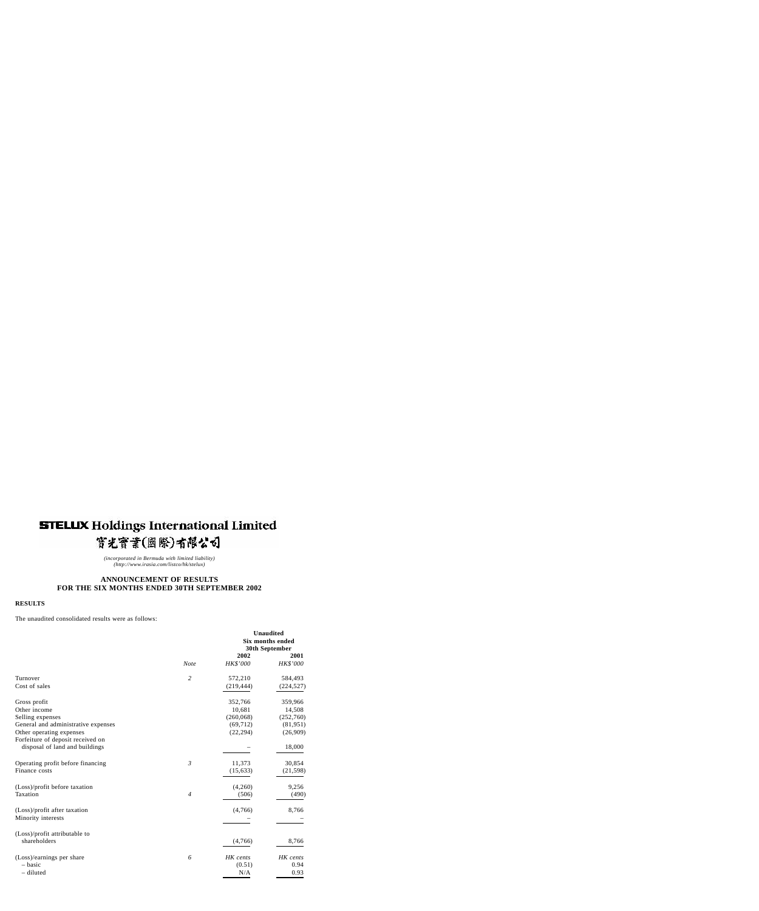# STELUX Holdings International Limited

# 寶光實業(國際)有限公司

*(incorporated in Bermuda with limited liability)*
*(http://www.irasia.com/listco/hk/stelux)*

## ANNOUNCEMENT OF RESULTS FOR THE SIX MONTHS ENDED 30TH SEPTEMBER 2002

**RESULTS**

The unaudited consolidated results were as follows:

| | | **Unaudited Six months ended 30th September** | |
|---|---|---|---|
| | | **2002** | **2001** |
| | *Note* | *HK$'000* | *HK$'000* |
| Turnover | *2* | 572,210 | 584,493 |
| Cost of sales | | (219,444) | (224,527) |
| Gross profit | | 352,766 | 359,966 |
| Other income | | 10,681 | 14,508 |
| Selling expenses | | (260,068) | (252,760) |
| General and administrative expenses | | (69,712) | (81,951) |
| Other operating expenses | | (22,294) | (26,909) |
| Forfeiture of deposit received on disposal of land and buildings | | – | 18,000 |
| Operating profit before financing | *3* | 11,373 | 30,854 |
| Finance costs | | (15,633) | (21,598) |
| (Loss)/profit before taxation | | (4,260) | 9,256 |
| Taxation | *4* | (506) | (490) |
| (Loss)/profit after taxation | | (4,766) | 8,766 |
| Minority interests | | – | – |
| (Loss)/profit attributable to shareholders | | (4,766) | 8,766 |
| (Loss)/earnings per share | *6* | *HK cents* | *HK cents* |
| – basic | | (0.51) | 0.94 |
| – diluted | | N/A | 0.93 |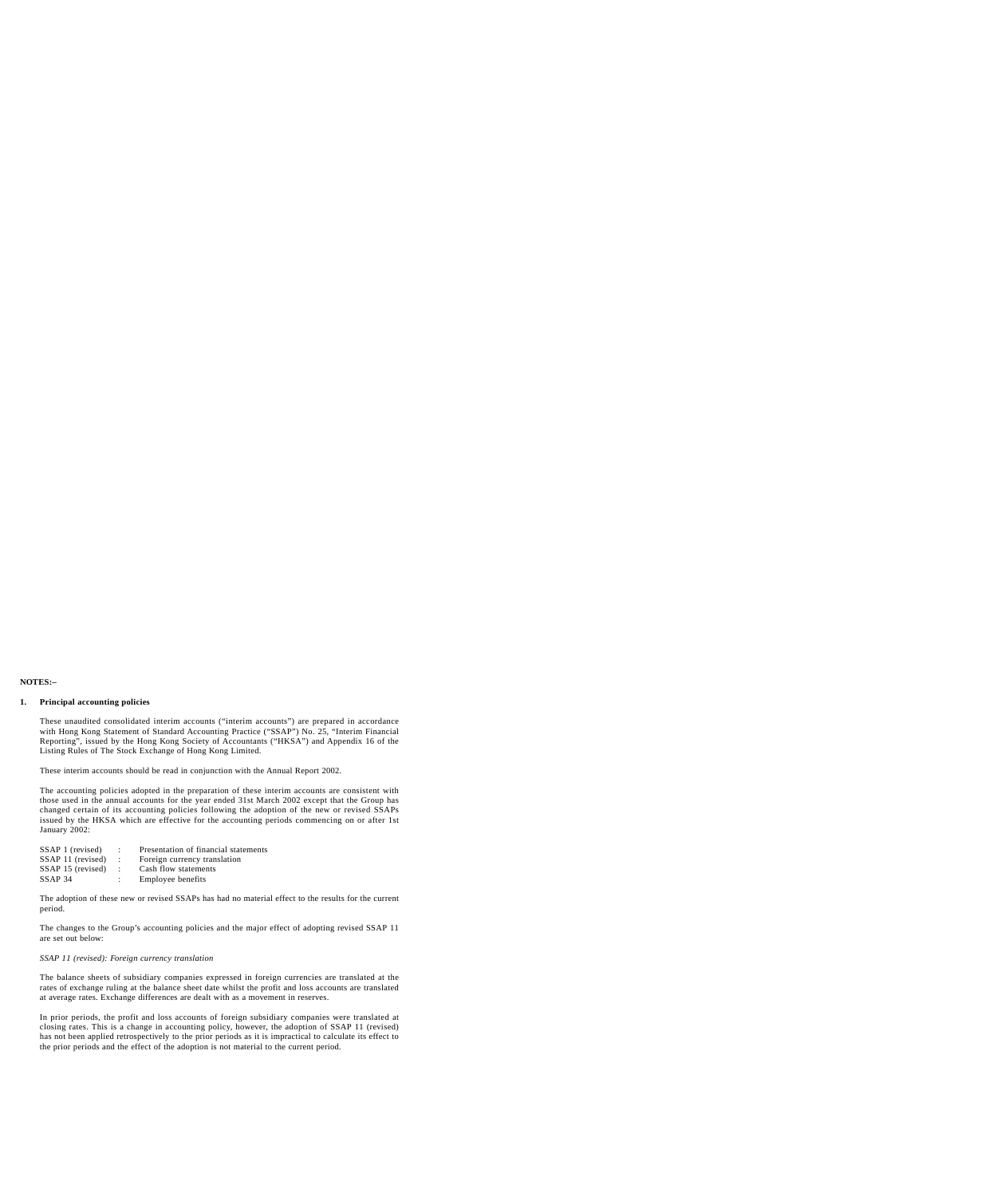**NOTES:–**

## 1. Principal accounting policies

These unaudited consolidated interim accounts ("interim accounts") are prepared in accordance with Hong Kong Statement of Standard Accounting Practice ("SSAP") No. 25, "Interim Financial Reporting", issued by the Hong Kong Society of Accountants ("HKSA") and Appendix 16 of the Listing Rules of The Stock Exchange of Hong Kong Limited.

These interim accounts should be read in conjunction with the Annual Report 2002.

The accounting policies adopted in the preparation of these interim accounts are consistent with those used in the annual accounts for the year ended 31st March 2002 except that the Group has changed certain of its accounting policies following the adoption of the new or revised SSAPs issued by the HKSA which are effective for the accounting periods commencing on or after 1st January 2002:

| | | |
|---|---|---|
| SSAP 1 (revised) | : | Presentation of financial statements |
| SSAP 11 (revised) | : | Foreign currency translation |
| SSAP 15 (revised) | : | Cash flow statements |
| SSAP 34 | : | Employee benefits |

The adoption of these new or revised SSAPs has had no material effect to the results for the current period.

The changes to the Group's accounting policies and the major effect of adopting revised SSAP 11 are set out below:

*SSAP 11 (revised): Foreign currency translation*

The balance sheets of subsidiary companies expressed in foreign currencies are translated at the rates of exchange ruling at the balance sheet date whilst the profit and loss accounts are translated at average rates. Exchange differences are dealt with as a movement in reserves.

In prior periods, the profit and loss accounts of foreign subsidiary companies were translated at closing rates. This is a change in accounting policy, however, the adoption of SSAP 11 (revised) has not been applied retrospectively to the prior periods as it is impractical to calculate its effect to the prior periods and the effect of the adoption is not material to the current period.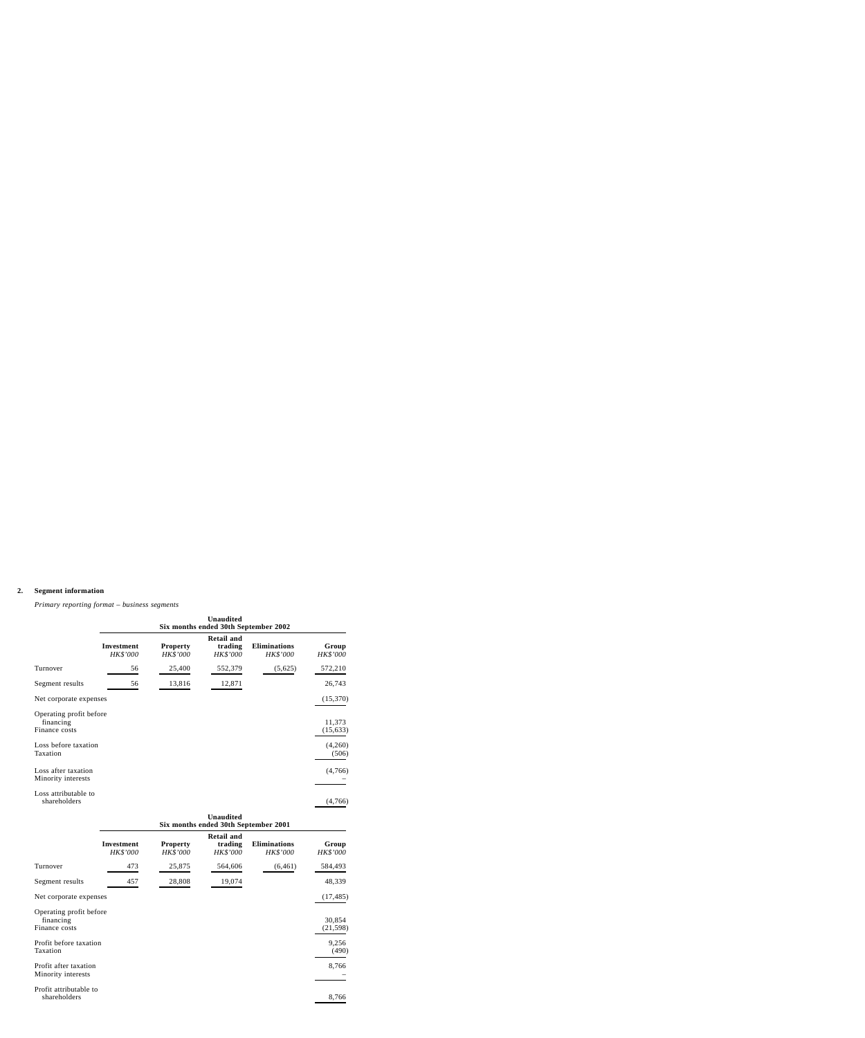## 2. Segment information

*Primary reporting format – business segments*

| | Unaudited Six months ended 30th September 2002 | | | | |
|---|---|---|---|---|---|
| | **Investment** *HK$'000* | **Property** *HK$'000* | **Retail and trading** *HK$'000* | **Eliminations** *HK$'000* | **Group** *HK$'000* |
| Turnover | 56 | 25,400 | 552,379 | (5,625) | 572,210 |
| Segment results | 56 | 13,816 | 12,871 | | 26,743 |
| Net corporate expenses | | | | | (15,370) |
| Operating profit before financing | | | | | 11,373 |
| Finance costs | | | | | (15,633) |
| Loss before taxation | | | | | (4,260) |
| Taxation | | | | | (506) |
| Loss after taxation | | | | | (4,766) |
| Minority interests | | | | | – |
| Loss attributable to shareholders | | | | | (4,766) |

| | Unaudited Six months ended 30th September 2001 | | | | |
|---|---|---|---|---|---|
| | **Investment** *HK$'000* | **Property** *HK$'000* | **Retail and trading** *HK$'000* | **Eliminations** *HK$'000* | **Group** *HK$'000* |
| Turnover | 473 | 25,875 | 564,606 | (6,461) | 584,493 |
| Segment results | 457 | 28,808 | 19,074 | | 48,339 |
| Net corporate expenses | | | | | (17,485) |
| Operating profit before financing | | | | | 30,854 |
| Finance costs | | | | | (21,598) |
| Profit before taxation | | | | | 9,256 |
| Taxation | | | | | (490) |
| Profit after taxation | | | | | 8,766 |
| Minority interests | | | | | – |
| Profit attributable to shareholders | | | | | 8,766 |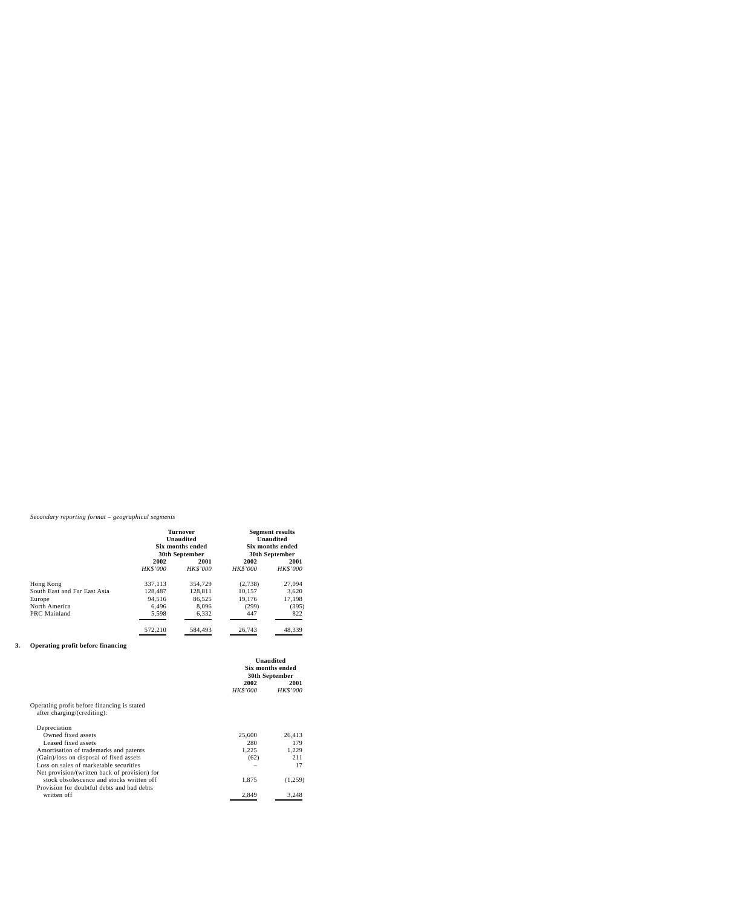*Secondary reporting format – geographical segments*

| | Turnover Unaudited Six months ended 30th September | | Segment results Unaudited Six months ended 30th September | |
|---|---|---|---|---|
| | **2002** | **2001** | **2002** | **2001** |
| | *HK$'000* | *HK$'000* | *HK$'000* | *HK$'000* |
| Hong Kong | 337,113 | 354,729 | (2,738) | 27,094 |
| South East and Far East Asia | 128,487 | 128,811 | 10,157 | 3,620 |
| Europe | 94,516 | 86,525 | 19,176 | 17,198 |
| North America | 6,496 | 8,096 | (299) | (395) |
| PRC Mainland | 5,598 | 6,332 | 447 | 822 |
| | 572,210 | 584,493 | 26,743 | 48,339 |

**3. Operating profit before financing**

| | Unaudited Six months ended 30th September | |
|---|---|---|
| | **2002** | **2001** |
| | *HK$'000* | *HK$'000* |
| Operating profit before financing is stated after charging/(crediting): | | |
| Depreciation | | |
| Owned fixed assets | 25,600 | 26,413 |
| Leased fixed assets | 280 | 179 |
| Amortisation of trademarks and patents | 1,225 | 1,229 |
| (Gain)/loss on disposal of fixed assets | (62) | 211 |
| Loss on sales of marketable securities | – | 17 |
| Net provision/(written back of provision) for stock obsolescence and stocks written off | 1,875 | (1,259) |
| Provision for doubtful debts and bad debts written off | 2,849 | 3,248 |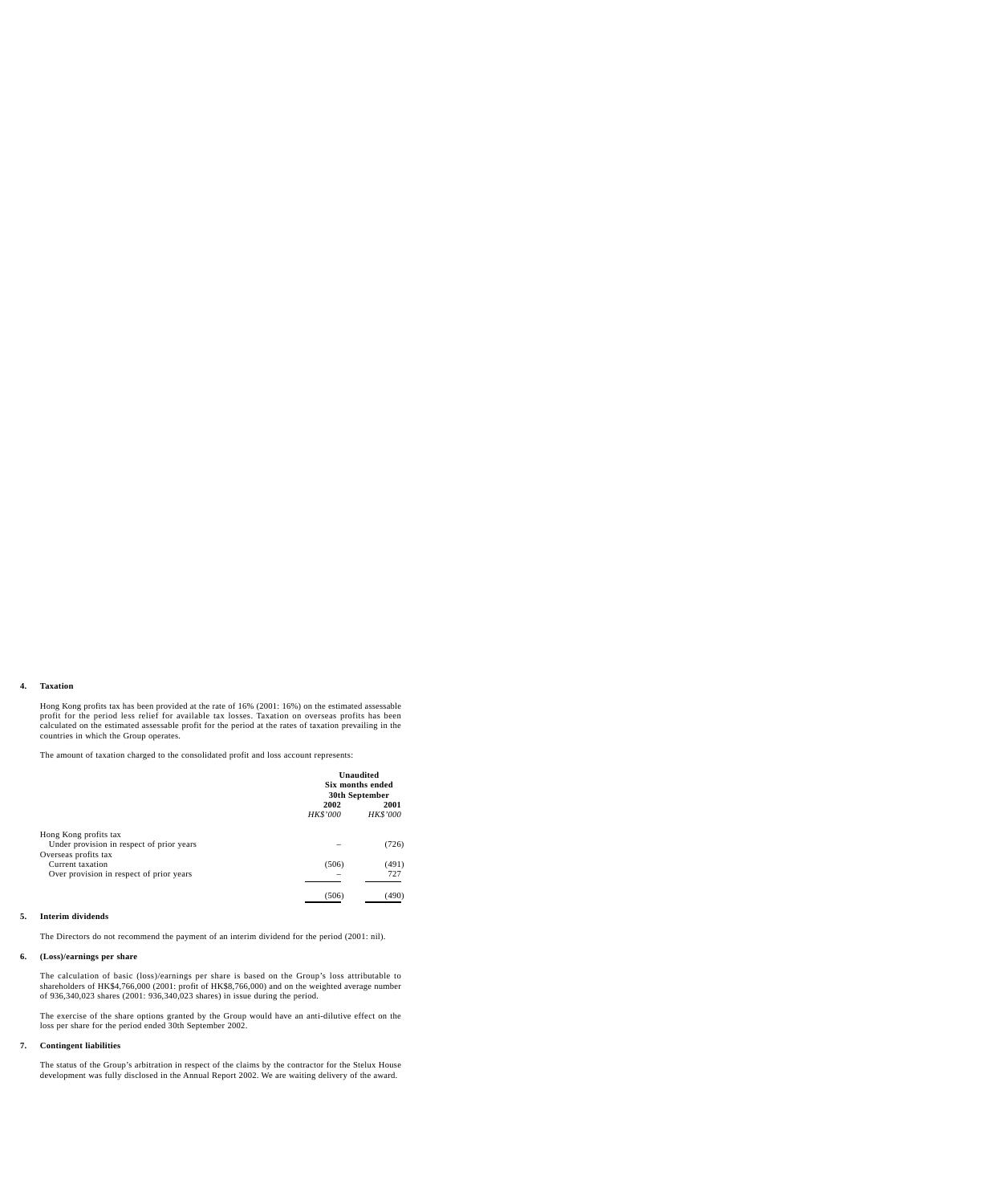## 4. Taxation

Hong Kong profits tax has been provided at the rate of 16% (2001: 16%) on the estimated assessable profit for the period less relief for available tax losses. Taxation on overseas profits has been calculated on the estimated assessable profit for the period at the rates of taxation prevailing in the countries in which the Group operates.

The amount of taxation charged to the consolidated profit and loss account represents:

| | Unaudited Six months ended 30th September | |
|---|---|---|
| | **2002** | **2001** |
| | *HK$'000* | *HK$'000* |
| Hong Kong profits tax | | |
| Under provision in respect of prior years | – | (726) |
| Overseas profits tax | | |
| Current taxation | (506) | (491) |
| Over provision in respect of prior years | – | 727 |
| | (506) | (490) |

## 5. Interim dividends

The Directors do not recommend the payment of an interim dividend for the period (2001: nil).

## 6. (Loss)/earnings per share

The calculation of basic (loss)/earnings per share is based on the Group's loss attributable to shareholders of HK$4,766,000 (2001: profit of HK$8,766,000) and on the weighted average number of 936,340,023 shares (2001: 936,340,023 shares) in issue during the period.

The exercise of the share options granted by the Group would have an anti-dilutive effect on the loss per share for the period ended 30th September 2002.

## 7. Contingent liabilities

The status of the Group's arbitration in respect of the claims by the contractor for the Stelux House development was fully disclosed in the Annual Report 2002. We are waiting delivery of the award.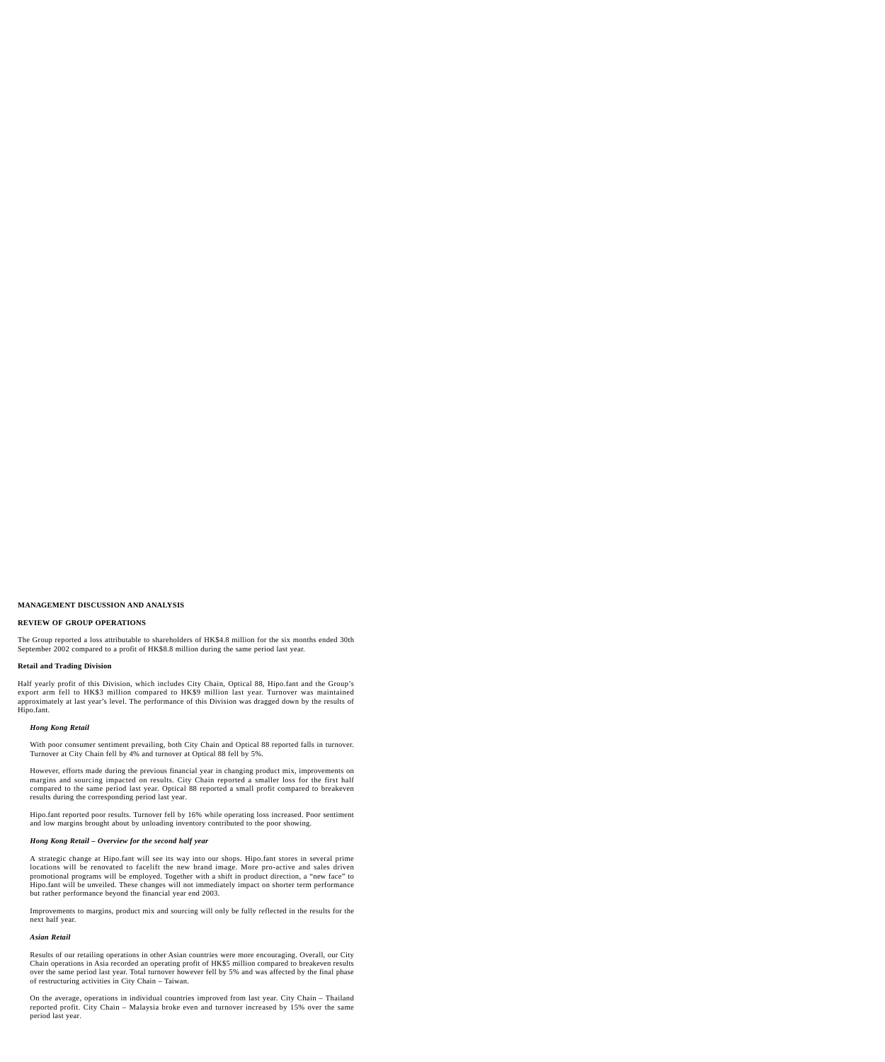**MANAGEMENT DISCUSSION AND ANALYSIS**

**REVIEW OF GROUP OPERATIONS**

The Group reported a loss attributable to shareholders of HK$4.8 million for the six months ended 30th September 2002 compared to a profit of HK$8.8 million during the same period last year.

**Retail and Trading Division**

Half yearly profit of this Division, which includes City Chain, Optical 88, Hipo.fant and the Group's export arm fell to HK$3 million compared to HK$9 million last year. Turnover was maintained approximately at last year's level. The performance of this Division was dragged down by the results of Hipo.fant.

***Hong Kong Retail***

With poor consumer sentiment prevailing, both City Chain and Optical 88 reported falls in turnover. Turnover at City Chain fell by 4% and turnover at Optical 88 fell by 5%.

However, efforts made during the previous financial year in changing product mix, improvements on margins and sourcing impacted on results. City Chain reported a smaller loss for the first half compared to the same period last year. Optical 88 reported a small profit compared to breakeven results during the corresponding period last year.

Hipo.fant reported poor results. Turnover fell by 16% while operating loss increased. Poor sentiment and low margins brought about by unloading inventory contributed to the poor showing.

***Hong Kong Retail – Overview for the second half year***

A strategic change at Hipo.fant will see its way into our shops. Hipo.fant stores in several prime locations will be renovated to facelift the new brand image. More pro-active and sales driven promotional programs will be employed. Together with a shift in product direction, a "new face" to Hipo.fant will be unveiled. These changes will not immediately impact on shorter term performance but rather performance beyond the financial year end 2003.

Improvements to margins, product mix and sourcing will only be fully reflected in the results for the next half year.

***Asian Retail***

Results of our retailing operations in other Asian countries were more encouraging. Overall, our City Chain operations in Asia recorded an operating profit of HK$5 million compared to breakeven results over the same period last year. Total turnover however fell by 5% and was affected by the final phase of restructuring activities in City Chain – Taiwan.

On the average, operations in individual countries improved from last year. City Chain – Thailand reported profit. City Chain – Malaysia broke even and turnover increased by 15% over the same period last year.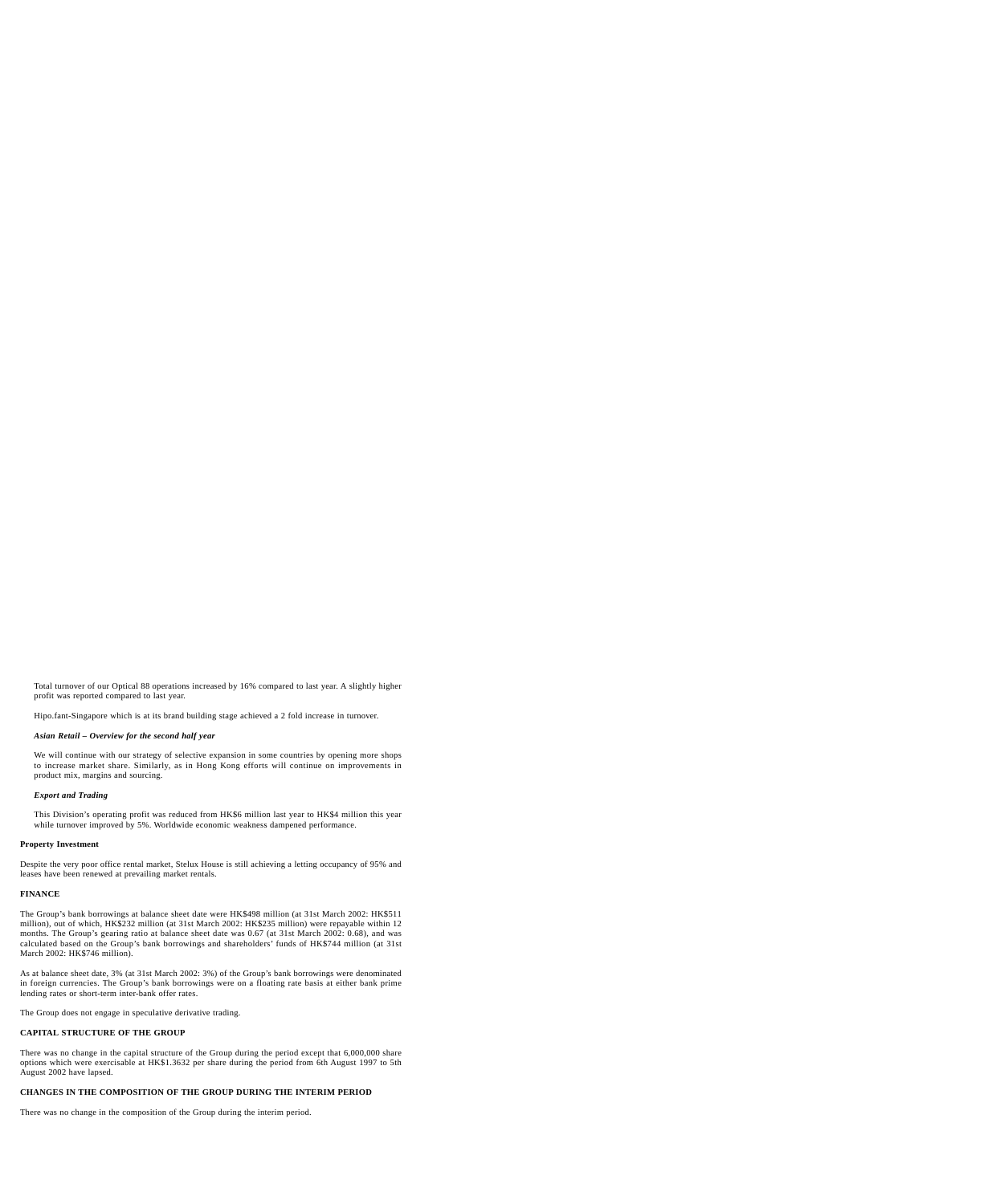Total turnover of our Optical 88 operations increased by 16% compared to last year. A slightly higher profit was reported compared to last year.

Hipo.fant-Singapore which is at its brand building stage achieved a 2 fold increase in turnover.

***Asian Retail – Overview for the second half year***

We will continue with our strategy of selective expansion in some countries by opening more shops to increase market share. Similarly, as in Hong Kong efforts will continue on improvements in product mix, margins and sourcing.

***Export and Trading***

This Division's operating profit was reduced from HK$6 million last year to HK$4 million this year while turnover improved by 5%. Worldwide economic weakness dampened performance.

**Property Investment**

Despite the very poor office rental market, Stelux House is still achieving a letting occupancy of 95% and leases have been renewed at prevailing market rentals.

**FINANCE**

The Group's bank borrowings at balance sheet date were HK$498 million (at 31st March 2002: HK$511 million), out of which, HK$232 million (at 31st March 2002: HK$235 million) were repayable within 12 months. The Group's gearing ratio at balance sheet date was 0.67 (at 31st March 2002: 0.68), and was calculated based on the Group's bank borrowings and shareholders' funds of HK$744 million (at 31st March 2002: HK$746 million).

As at balance sheet date, 3% (at 31st March 2002: 3%) of the Group's bank borrowings were denominated in foreign currencies. The Group's bank borrowings were on a floating rate basis at either bank prime lending rates or short-term inter-bank offer rates.

The Group does not engage in speculative derivative trading.

**CAPITAL STRUCTURE OF THE GROUP**

There was no change in the capital structure of the Group during the period except that 6,000,000 share options which were exercisable at HK$1.3632 per share during the period from 6th August 1997 to 5th August 2002 have lapsed.

**CHANGES IN THE COMPOSITION OF THE GROUP DURING THE INTERIM PERIOD**

There was no change in the composition of the Group during the interim period.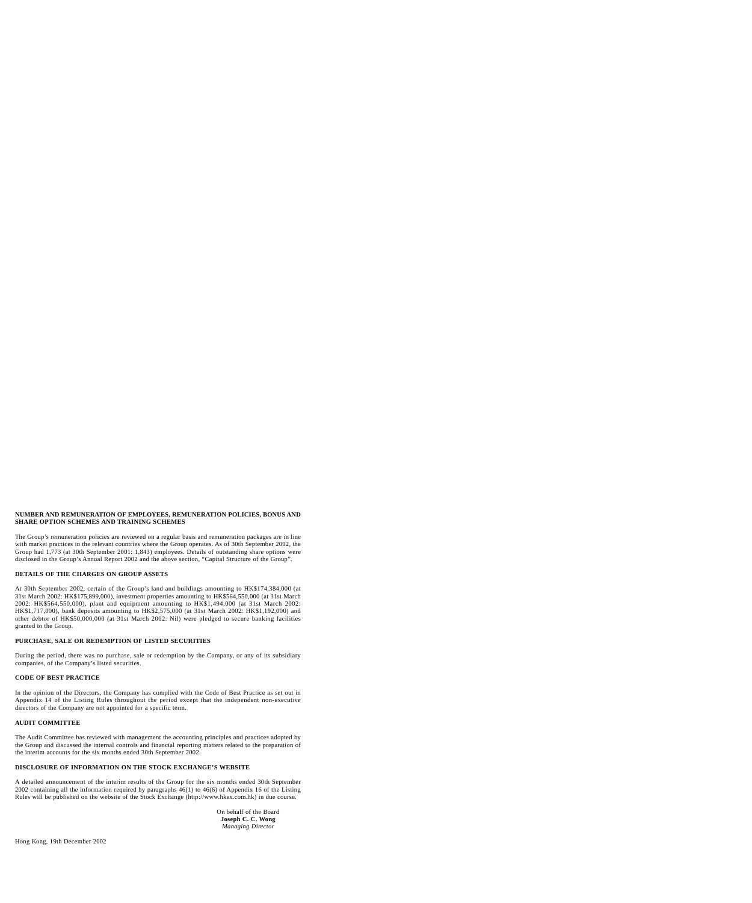## NUMBER AND REMUNERATION OF EMPLOYEES, REMUNERATION POLICIES, BONUS AND SHARE OPTION SCHEMES AND TRAINING SCHEMES

The Group's remuneration policies are reviewed on a regular basis and remuneration packages are in line with market practices in the relevant countries where the Group operates. As of 30th September 2002, the Group had 1,773 (at 30th September 2001: 1,843) employees. Details of outstanding share options were disclosed in the Group's Annual Report 2002 and the above section, "Capital Structure of the Group".

## DETAILS OF THE CHARGES ON GROUP ASSETS

At 30th September 2002, certain of the Group's land and buildings amounting to HK$174,384,000 (at 31st March 2002: HK$175,899,000), investment properties amounting to HK$564,550,000 (at 31st March 2002: HK$564,550,000), plant and equipment amounting to HK$1,494,000 (at 31st March 2002: HK$1,717,000), bank deposits amounting to HK$2,575,000 (at 31st March 2002: HK$1,192,000) and other debtor of HK$50,000,000 (at 31st March 2002: Nil) were pledged to secure banking facilities granted to the Group.

## PURCHASE, SALE OR REDEMPTION OF LISTED SECURITIES

During the period, there was no purchase, sale or redemption by the Company, or any of its subsidiary companies, of the Company's listed securities.

## CODE OF BEST PRACTICE

In the opinion of the Directors, the Company has complied with the Code of Best Practice as set out in Appendix 14 of the Listing Rules throughout the period except that the independent non-executive directors of the Company are not appointed for a specific term.

## AUDIT COMMITTEE

The Audit Committee has reviewed with management the accounting principles and practices adopted by the Group and discussed the internal controls and financial reporting matters related to the preparation of the interim accounts for the six months ended 30th September 2002.

## DISCLOSURE OF INFORMATION ON THE STOCK EXCHANGE'S WEBSITE

A detailed announcement of the interim results of the Group for the six months ended 30th September 2002 containing all the information required by paragraphs 46(1) to 46(6) of Appendix 16 of the Listing Rules will be published on the website of the Stock Exchange (http://www.hkex.com.hk) in due course.

On behalf of the Board
**Joseph C. C. Wong**
*Managing Director*

Hong Kong, 19th December 2002